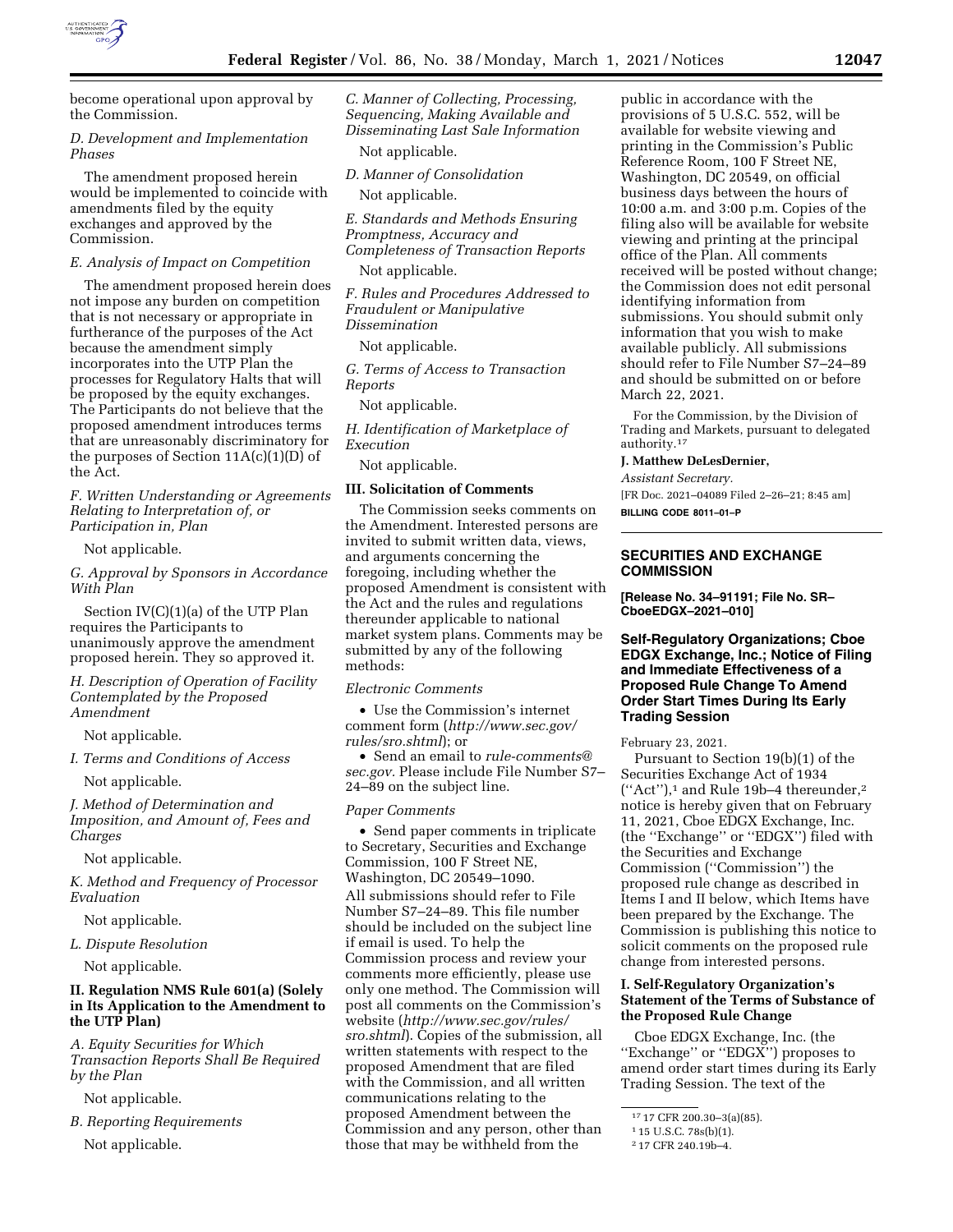become operational upon approval by the Commission.

*D. Development and Implementation Phases*

The amendment proposed herein would be implemented to coincide with amendments filed by the equity exchanges and approved by the Commission.

*E. Analysis of Impact on Competition*

The amendment proposed herein does not impose any burden on competition that is not necessary or appropriate in furtherance of the purposes of the Act because the amendment simply incorporates into the UTP Plan the processes for Regulatory Halts that will be proposed by the equity exchanges. The Participants do not believe that the proposed amendment introduces terms that are unreasonably discriminatory for the purposes of Section 11A(c)(1)(D) of the Act.

*F. Written Understanding or Agreements Relating to Interpretation of, or Participation in, Plan*

Not applicable.

*G. Approval by Sponsors in Accordance With Plan*

Section IV(C)(1)(a) of the UTP Plan requires the Participants to unanimously approve the amendment proposed herein. They so approved it.

*H. Description of Operation of Facility Contemplated by the Proposed Amendment*

Not applicable.

*I. Terms and Conditions of Access*

Not applicable.

*J. Method of Determination and Imposition, and Amount of, Fees and Charges*

Not applicable.

*K. Method and Frequency of Processor Evaluation*

Not applicable.

*L. Dispute Resolution*

Not applicable.

## II. Regulation NMS Rule 601(a) (Solely in Its Application to the Amendment to the UTP Plan)

*A. Equity Securities for Which Transaction Reports Shall Be Required by the Plan*

Not applicable.

*B. Reporting Requirements*

Not applicable.

*C. Manner of Collecting, Processing, Sequencing, Making Available and Disseminating Last Sale Information*

Not applicable.

*D. Manner of Consolidation*

Not applicable.

*E. Standards and Methods Ensuring Promptness, Accuracy and Completeness of Transaction Reports*

Not applicable.

*F. Rules and Procedures Addressed to Fraudulent or Manipulative Dissemination*

Not applicable.

*G. Terms of Access to Transaction Reports*

Not applicable.

*H. Identification of Marketplace of Execution*

Not applicable.

## III. Solicitation of Comments

The Commission seeks comments on the Amendment. Interested persons are invited to submit written data, views, and arguments concerning the foregoing, including whether the proposed Amendment is consistent with the Act and the rules and regulations thereunder applicable to national market system plans. Comments may be submitted by any of the following methods:

*Electronic Comments*

- Use the Commission's internet comment form (*http://www.sec.gov/rules/sro.shtml*); or
- Send an email to *rule-comments@sec.gov.* Please include File Number S7–24–89 on the subject line.

*Paper Comments*

- Send paper comments in triplicate to Secretary, Securities and Exchange Commission, 100 F Street NE, Washington, DC 20549–1090.

All submissions should refer to File Number S7–24–89. This file number should be included on the subject line if email is used. To help the Commission process and review your comments more efficiently, please use only one method. The Commission will post all comments on the Commission's website (*http://www.sec.gov/rules/sro.shtml*). Copies of the submission, all written statements with respect to the proposed Amendment that are filed with the Commission, and all written communications relating to the proposed Amendment between the Commission and any person, other than those that may be withheld from the public in accordance with the provisions of 5 U.S.C. 552, will be available for website viewing and printing in the Commission's Public Reference Room, 100 F Street NE, Washington, DC 20549, on official business days between the hours of 10:00 a.m. and 3:00 p.m. Copies of the filing also will be available for website viewing and printing at the principal office of the Plan. All comments received will be posted without change; the Commission does not edit personal identifying information from submissions. You should submit only information that you wish to make available publicly. All submissions should refer to File Number S7–24–89 and should be submitted on or before March 22, 2021.

For the Commission, by the Division of Trading and Markets, pursuant to delegated authority.[17]

**J. Matthew DeLesDernier,**

*Assistant Secretary.*

[FR Doc. 2021–04089 Filed 2–26–21; 8:45 am]

**BILLING CODE 8011–01–P**

---

## SECURITIES AND EXCHANGE COMMISSION

**[Release No. 34–91191; File No. SR–CboeEDGX–2021–010]**

### Self-Regulatory Organizations; Cboe EDGX Exchange, Inc.; Notice of Filing and Immediate Effectiveness of a Proposed Rule Change To Amend Order Start Times During Its Early Trading Session

February 23, 2021.

Pursuant to Section 19(b)(1) of the Securities Exchange Act of 1934 ("Act"),[1] and Rule 19b–4 thereunder,[2] notice is hereby given that on February 11, 2021, Cboe EDGX Exchange, Inc. (the "Exchange" or "EDGX") filed with the Securities and Exchange Commission ("Commission") the proposed rule change as described in Items I and II below, which Items have been prepared by the Exchange. The Commission is publishing this notice to solicit comments on the proposed rule change from interested persons.

## I. Self-Regulatory Organization's Statement of the Terms of Substance of the Proposed Rule Change

Cboe EDGX Exchange, Inc. (the "Exchange" or "EDGX") proposes to amend order start times during its Early Trading Session. The text of the

---

[17] 17 CFR 200.30–3(a)(85).

[1] 15 U.S.C. 78s(b)(1).

[2] 17 CFR 240.19b–4.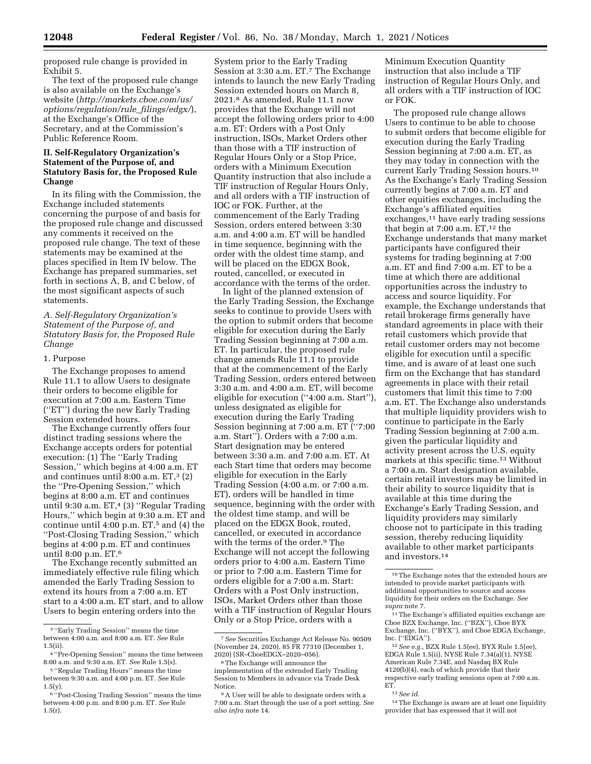proposed rule change is provided in Exhibit 5.

The text of the proposed rule change is also available on the Exchange's website (*http://markets.cboe.com/us/options/regulation/rule_filings/edgx/*), at the Exchange's Office of the Secretary, and at the Commission's Public Reference Room.

## II. Self-Regulatory Organization's Statement of the Purpose of, and Statutory Basis for, the Proposed Rule Change

In its filing with the Commission, the Exchange included statements concerning the purpose of and basis for the proposed rule change and discussed any comments it received on the proposed rule change. The text of these statements may be examined at the places specified in Item IV below. The Exchange has prepared summaries, set forth in sections A, B, and C below, of the most significant aspects of such statements.

### *A. Self-Regulatory Organization's Statement of the Purpose of, and Statutory Basis for, the Proposed Rule Change*

#### 1. Purpose

The Exchange proposes to amend Rule 11.1 to allow Users to designate their orders to become eligible for execution at 7:00 a.m. Eastern Time ("ET") during the new Early Trading Session extended hours.

The Exchange currently offers four distinct trading sessions where the Exchange accepts orders for potential execution: (1) The "Early Trading Session," which begins at 4:00 a.m. ET and continues until 8:00 a.m. ET,[3] (2) the "Pre-Opening Session," which begins at 8:00 a.m. ET and continues until 9:30 a.m. ET,[4] (3) "Regular Trading Hours," which begin at 9:30 a.m. ET and continue until 4:00 p.m. ET,[5] and (4) the "Post-Closing Trading Session," which begins at 4:00 p.m. ET and continues until 8:00 p.m. ET.[6]

The Exchange recently submitted an immediately effective rule filing which amended the Early Trading Session to extend its hours from a 7:00 a.m. ET start to a 4:00 a.m. ET start, and to allow Users to begin entering orders into the System prior to the Early Trading Session at 3:30 a.m. ET.[7] The Exchange intends to launch the new Early Trading Session extended hours on March 8, 2021.[8] As amended, Rule 11.1 now provides that the Exchange will not accept the following orders prior to 4:00 a.m. ET: Orders with a Post Only instruction, ISOs, Market Orders other than those with a TIF instruction of Regular Hours Only or a Stop Price, orders with a Minimum Execution Quantity instruction that also include a TIF instruction of Regular Hours Only, and all orders with a TIF instruction of IOC or FOK. Further, at the commencement of the Early Trading Session, orders entered between 3:30 a.m. and 4:00 a.m. ET will be handled in time sequence, beginning with the order with the oldest time stamp, and will be placed on the EDGX Book, routed, cancelled, or executed in accordance with the terms of the order.

In light of the planned extension of the Early Trading Session, the Exchange seeks to continue to provide Users with the option to submit orders that become eligible for execution during the Early Trading Session beginning at 7:00 a.m. ET. In particular, the proposed rule change amends Rule 11.1 to provide that at the commencement of the Early Trading Session, orders entered between 3:30 a.m. and 4:00 a.m. ET, will become eligible for execution ("4:00 a.m. Start"), unless designated as eligible for execution during the Early Trading Session beginning at 7:00 a.m. ET ("7:00 a.m. Start"). Orders with a 7:00 a.m. Start designation may be entered between 3:30 a.m. and 7:00 a.m. ET. At each Start time that orders may become eligible for execution in the Early Trading Session (4:00 a.m. or 7:00 a.m. ET), orders will be handled in time sequence, beginning with the order with the oldest time stamp, and will be placed on the EDGX Book, routed, cancelled, or executed in accordance with the terms of the order.[9] The Exchange will not accept the following orders prior to 4:00 a.m. Eastern Time or prior to 7:00 a.m. Eastern Time for orders eligible for a 7:00 a.m. Start: Orders with a Post Only instruction, ISOs, Market Orders other than those with a TIF instruction of Regular Hours Only or a Stop Price, orders with a Minimum Execution Quantity instruction that also include a TIF instruction of Regular Hours Only, and all orders with a TIF instruction of IOC or FOK.

The proposed rule change allows Users to continue to be able to choose to submit orders that become eligible for execution during the Early Trading Session beginning at 7:00 a.m. ET, as they may today in connection with the current Early Trading Session hours.[10] As the Exchange's Early Trading Session currently begins at 7:00 a.m. ET and other equities exchanges, including the Exchange's affiliated equities exchanges,[11] have early trading sessions that begin at 7:00 a.m. ET,[12] the Exchange understands that many market participants have configured their systems for trading beginning at 7:00 a.m. ET and find 7:00 a.m. ET to be a time at which there are additional opportunities across the industry to access and source liquidity. For example, the Exchange understands that retail brokerage firms generally have standard agreements in place with their retail customers which provide that retail customer orders may not become eligible for execution until a specific time, and is aware of at least one such firm on the Exchange that has standard agreements in place with their retail customers that limit this time to 7:00 a.m. ET. The Exchange also understands that multiple liquidity providers wish to continue to participate in the Early Trading Session beginning at 7:00 a.m. given the particular liquidity and activity present across the U.S. equity markets at this specific time.[13] Without a 7:00 a.m. Start designation available, certain retail investors may be limited in their ability to source liquidity that is available at this time during the Exchange's Early Trading Session, and liquidity providers may similarly choose not to participate in this trading session, thereby reducing liquidity available to other market participants and investors.[14]

---

[3] "Early Trading Session" means the time between 4:00 a.m. and 8:00 a.m. ET. *See* Rule 1.5(ii).

[4] "Pre-Opening Session" means the time between 8:00 a.m. and 9:30 a.m. ET. *See* Rule 1.5(s).

[5] "Regular Trading Hours" means the time between 9:30 a.m. and 4:00 p.m. ET. *See* Rule 1.5(y).

[6] "Post-Closing Trading Session" means the time between 4:00 p.m. and 8:00 p.m. ET. *See* Rule 1.5(r).

[7] *See* Securities Exchange Act Release No. 90509 (November 24, 2020), 85 FR 77310 (December 1, 2020) (SR–CboeEDGX–2020–056).

[8] The Exchange will announce the implementation of the extended Early Trading Session to Members in advance via Trade Desk Notice.

[9] A User will be able to designate orders with a 7:00 a.m. Start through the use of a port setting. *See also infra* note 14.

[10] The Exchange notes that the extended hours are intended to provide market participants with additional opportunities to source and access liquidity for their orders on the Exchange. *See supra* note 7.

[11] The Exchange's affiliated equities exchange are Cboe BZX Exchange, Inc. ("BZX"), Cboe BYX Exchange, Inc. ("BYX"), and Cboe EDGA Exchange, Inc. ("EDGA").

[12] *See e.g.,* BZX Rule 1.5(ee), BYX Rule 1.5(ee), EDGA Rule 1.5(ii), NYSE Rule 7.34(a)(1), NYSE American Rule 7.34E, and Nasdaq BX Rule 4120(b)(4), each of which provide that their respective early trading sessions open at 7:00 a.m. ET.

[13] *See id.*

[14] The Exchange is aware are at least one liquidity provider that has expressed that it will not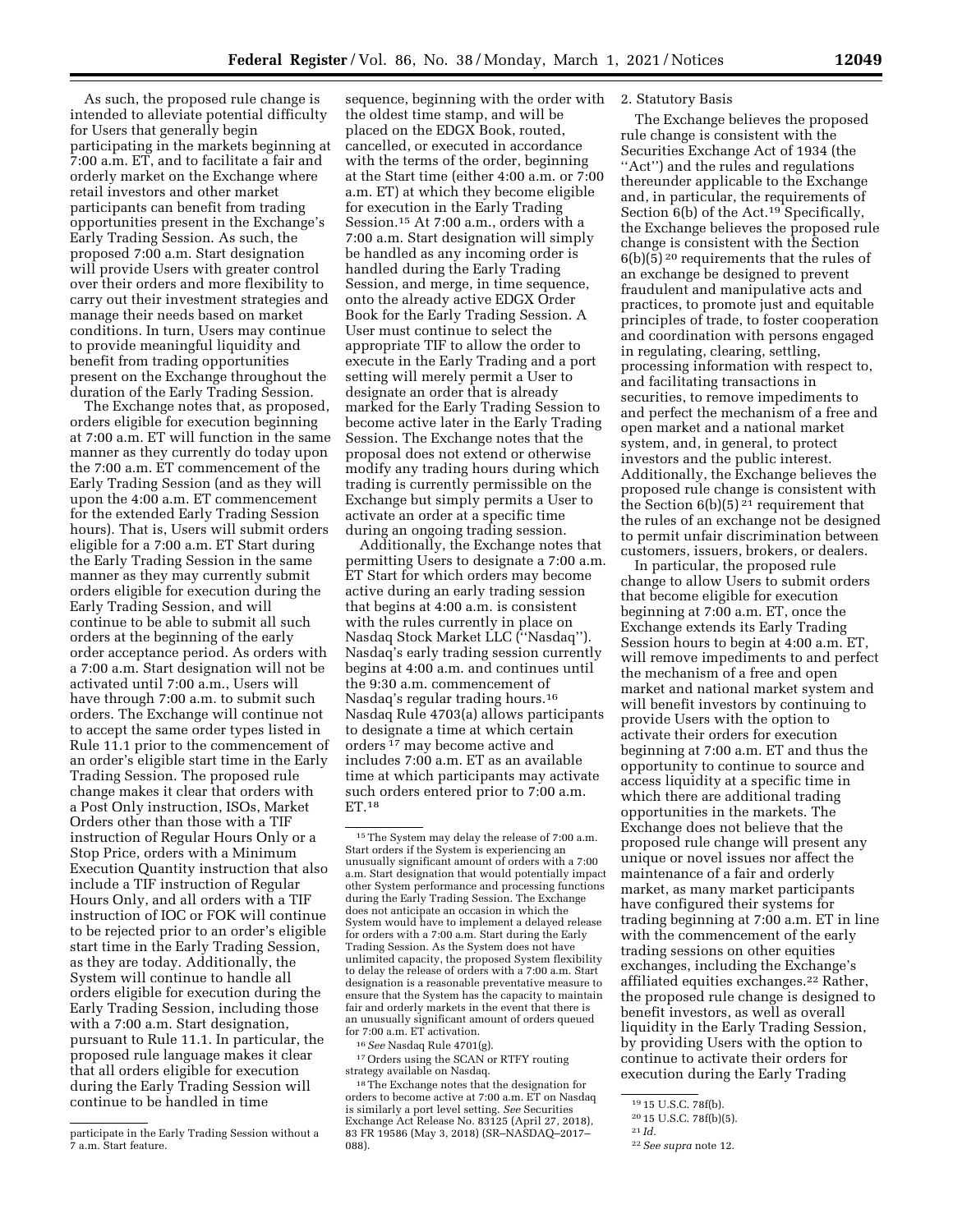As such, the proposed rule change is intended to alleviate potential difficulty for Users that generally begin participating in the markets beginning at 7:00 a.m. ET, and to facilitate a fair and orderly market on the Exchange where retail investors and other market participants can benefit from trading opportunities present in the Exchange's Early Trading Session. As such, the proposed 7:00 a.m. Start designation will provide Users with greater control over their orders and more flexibility to carry out their investment strategies and manage their needs based on market conditions. In turn, Users may continue to provide meaningful liquidity and benefit from trading opportunities present on the Exchange throughout the duration of the Early Trading Session.

The Exchange notes that, as proposed, orders eligible for execution beginning at 7:00 a.m. ET will function in the same manner as they currently do today upon the 7:00 a.m. ET commencement of the Early Trading Session (and as they will upon the 4:00 a.m. ET commencement for the extended Early Trading Session hours). That is, Users will submit orders eligible for a 7:00 a.m. ET Start during the Early Trading Session in the same manner as they may currently submit orders eligible for execution during the Early Trading Session, and will continue to be able to submit all such orders at the beginning of the early order acceptance period. As orders with a 7:00 a.m. Start designation will not be activated until 7:00 a.m., Users will have through 7:00 a.m. to submit such orders. The Exchange will continue not to accept the same order types listed in Rule 11.1 prior to the commencement of an order's eligible start time in the Early Trading Session. The proposed rule change makes it clear that orders with a Post Only instruction, ISOs, Market Orders other than those with a TIF instruction of Regular Hours Only or a Stop Price, orders with a Minimum Execution Quantity instruction that also include a TIF instruction of Regular Hours Only, and all orders with a TIF instruction of IOC or FOK will continue to be rejected prior to an order's eligible start time in the Early Trading Session, as they are today. Additionally, the System will continue to handle all orders eligible for execution during the Early Trading Session, including those with a 7:00 a.m. Start designation, pursuant to Rule 11.1. In particular, the proposed rule language makes it clear that all orders eligible for execution during the Early Trading Session will continue to be handled in time sequence, beginning with the order with the oldest time stamp, and will be placed on the EDGX Book, routed, cancelled, or executed in accordance with the terms of the order, beginning at the Start time (either 4:00 a.m. or 7:00 a.m. ET) at which they become eligible for execution in the Early Trading Session.[15] At 7:00 a.m., orders with a 7:00 a.m. Start designation will simply be handled as any incoming order is handled during the Early Trading Session, and merge, in time sequence, onto the already active EDGX Order Book for the Early Trading Session. A User must continue to select the appropriate TIF to allow the order to execute in the Early Trading and a port setting will merely permit a User to designate an order that is already marked for the Early Trading Session to become active later in the Early Trading Session. The Exchange notes that the proposal does not extend or otherwise modify any trading hours during which trading is currently permissible on the Exchange but simply permits a User to activate an order at a specific time during an ongoing trading session.

Additionally, the Exchange notes that permitting Users to designate a 7:00 a.m. ET Start for which orders may become active during an early trading session that begins at 4:00 a.m. is consistent with the rules currently in place on Nasdaq Stock Market LLC ("Nasdaq"). Nasdaq's early trading session currently begins at 4:00 a.m. and continues until the 9:30 a.m. commencement of Nasdaq's regular trading hours.[16] Nasdaq Rule 4703(a) allows participants to designate a time at which certain orders[17] may become active and includes 7:00 a.m. ET as an available time at which participants may activate such orders entered prior to 7:00 a.m. ET.[18]

2. Statutory Basis

The Exchange believes the proposed rule change is consistent with the Securities Exchange Act of 1934 (the "Act") and the rules and regulations thereunder applicable to the Exchange and, in particular, the requirements of Section 6(b) of the Act.[19] Specifically, the Exchange believes the proposed rule change is consistent with the Section 6(b)(5)[20] requirements that the rules of an exchange be designed to prevent fraudulent and manipulative acts and practices, to promote just and equitable principles of trade, to foster cooperation and coordination with persons engaged in regulating, clearing, settling, processing information with respect to, and facilitating transactions in securities, to remove impediments to and perfect the mechanism of a free and open market and a national market system, and, in general, to protect investors and the public interest. Additionally, the Exchange believes the proposed rule change is consistent with the Section 6(b)(5)[21] requirement that the rules of an exchange not be designed to permit unfair discrimination between customers, issuers, brokers, or dealers.

In particular, the proposed rule change to allow Users to submit orders that become eligible for execution beginning at 7:00 a.m. ET, once the Exchange extends its Early Trading Session hours to begin at 4:00 a.m. ET, will remove impediments to and perfect the mechanism of a free and open market and national market system and will benefit investors by continuing to provide Users with the option to activate their orders for execution beginning at 7:00 a.m. ET and thus the opportunity to continue to source and access liquidity at a specific time in which there are additional trading opportunities in the markets. The Exchange does not believe that the proposed rule change will present any unique or novel issues nor affect the maintenance of a fair and orderly market, as many market participants have configured their systems for trading beginning at 7:00 a.m. ET in line with the commencement of the early trading sessions on other equities exchanges, including the Exchange's affiliated equities exchanges.[22] Rather, the proposed rule change is designed to benefit investors, as well as overall liquidity in the Early Trading Session, by providing Users with the option to continue to activate their orders for execution during the Early Trading

---

participate in the Early Trading Session without a 7 a.m. Start feature.

[15] The System may delay the release of 7:00 a.m. Start orders if the System is experiencing an unusually significant amount of orders with a 7:00 a.m. Start designation that would potentially impact other System performance and processing functions during the Early Trading Session. The Exchange does not anticipate an occasion in which the System would have to implement a delayed release for orders with a 7:00 a.m. Start during the Early Trading Session. As the System does not have unlimited capacity, the proposed System flexibility to delay the release of orders with a 7:00 a.m. Start designation is a reasonable preventative measure to ensure that the System has the capacity to maintain fair and orderly markets in the event that there is an unusually significant amount of orders queued for 7:00 a.m. ET activation.

[16] *See* Nasdaq Rule 4701(g).

[17] Orders using the SCAN or RTFY routing strategy available on Nasdaq.

[18] The Exchange notes that the designation for orders to become active at 7:00 a.m. ET on Nasdaq is similarly a port level setting. *See* Securities Exchange Act Release No. 83125 (April 27, 2018), 83 FR 19586 (May 3, 2018) (SR–NASDAQ–2017–088).

[19] 15 U.S.C. 78f(b).

[20] 15 U.S.C. 78f(b)(5).

[21] *Id.*

[22] *See supra* note 12.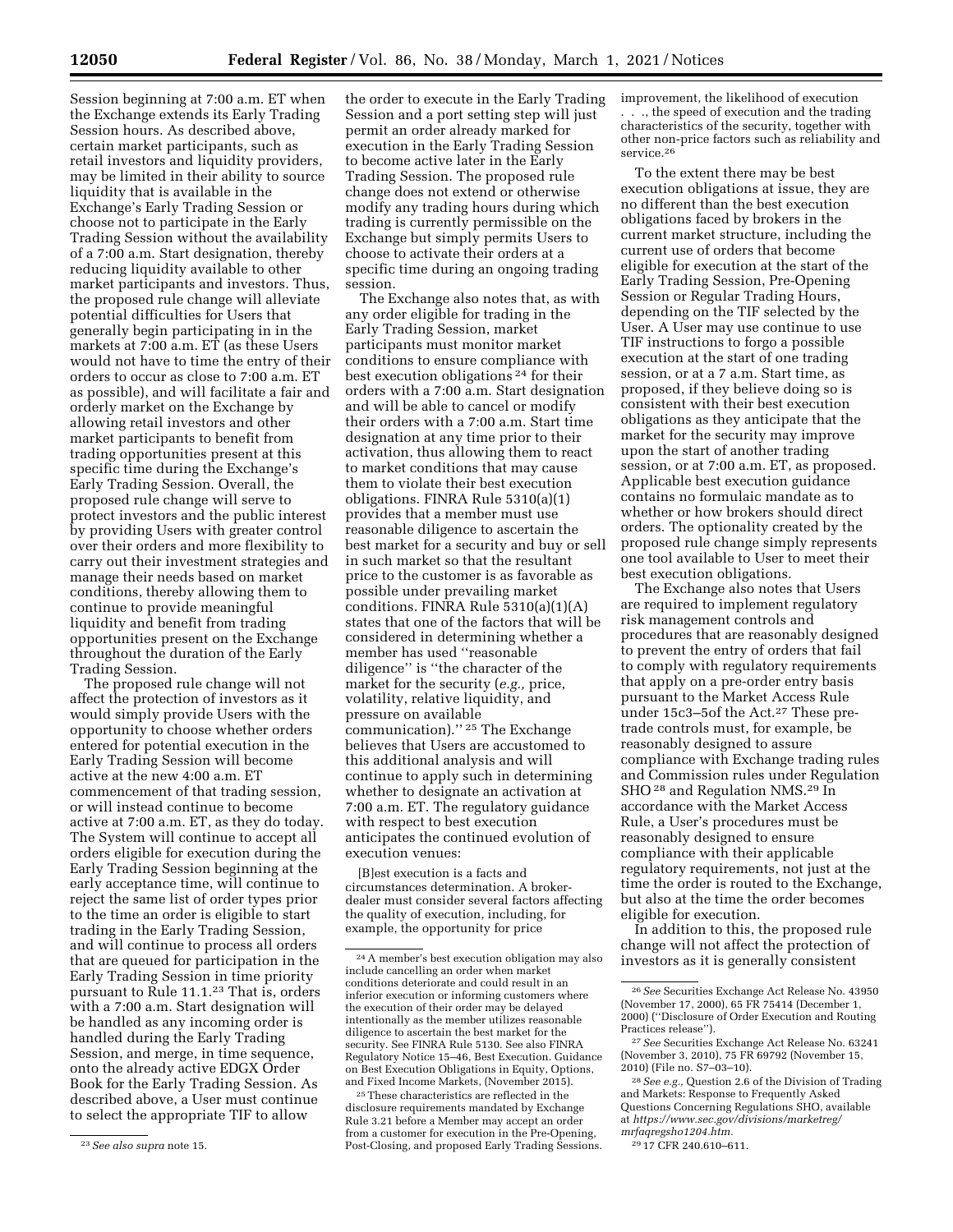Session beginning at 7:00 a.m. ET when the Exchange extends its Early Trading Session hours. As described above, certain market participants, such as retail investors and liquidity providers, may be limited in their ability to source liquidity that is available in the Exchange's Early Trading Session or choose not to participate in the Early Trading Session without the availability of a 7:00 a.m. Start designation, thereby reducing liquidity available to other market participants and investors. Thus, the proposed rule change will alleviate potential difficulties for Users that generally begin participating in in the markets at 7:00 a.m. ET (as these Users would not have to time the entry of their orders to occur as close to 7:00 a.m. ET as possible), and will facilitate a fair and orderly market on the Exchange by allowing retail investors and other market participants to benefit from trading opportunities present at this specific time during the Exchange's Early Trading Session. Overall, the proposed rule change will serve to protect investors and the public interest by providing Users with greater control over their orders and more flexibility to carry out their investment strategies and manage their needs based on market conditions, thereby allowing them to continue to provide meaningful liquidity and benefit from trading opportunities present on the Exchange throughout the duration of the Early Trading Session.

The proposed rule change will not affect the protection of investors as it would simply provide Users with the opportunity to choose whether orders entered for potential execution in the Early Trading Session will become active at the new 4:00 a.m. ET commencement of that trading session, or will instead continue to become active at 7:00 a.m. ET, as they do today. The System will continue to accept all orders eligible for execution during the Early Trading Session beginning at the early acceptance time, will continue to reject the same list of order types prior to the time an order is eligible to start trading in the Early Trading Session, and will continue to process all orders that are queued for participation in the Early Trading Session in time priority pursuant to Rule 11.1.[23] That is, orders with a 7:00 a.m. Start designation will be handled as any incoming order is handled during the Early Trading Session, and merge, in time sequence, onto the already active EDGX Order Book for the Early Trading Session. As described above, a User must continue to select the appropriate TIF to allow the order to execute in the Early Trading Session and a port setting step will just permit an order already marked for execution in the Early Trading Session to become active later in the Early Trading Session. The proposed rule change does not extend or otherwise modify any trading hours during which trading is currently permissible on the Exchange but simply permits Users to choose to activate their orders at a specific time during an ongoing trading session.

The Exchange also notes that, as with any order eligible for trading in the Early Trading Session, market participants must monitor market conditions to ensure compliance with best execution obligations[24] for their orders with a 7:00 a.m. Start designation and will be able to cancel or modify their orders with a 7:00 a.m. Start time designation at any time prior to their activation, thus allowing them to react to market conditions that may cause them to violate their best execution obligations. FINRA Rule 5310(a)(1) provides that a member must use reasonable diligence to ascertain the best market for a security and buy or sell in such market so that the resultant price to the customer is as favorable as possible under prevailing market conditions. FINRA Rule 5310(a)(1)(A) states that one of the factors that will be considered in determining whether a member has used "reasonable diligence" is "the character of the market for the security (*e.g.,* price, volatility, relative liquidity, and pressure on available communication)."[25] The Exchange believes that Users are accustomed to this additional analysis and will continue to apply such in determining whether to designate an activation at 7:00 a.m. ET. The regulatory guidance with respect to best execution anticipates the continued evolution of execution venues:

> [B]est execution is a facts and circumstances determination. A broker-dealer must consider several factors affecting the quality of execution, including, for example, the opportunity for price improvement, the likelihood of execution . . ., the speed of execution and the trading characteristics of the security, together with other non-price factors such as reliability and service.[26]

To the extent there may be best execution obligations at issue, they are no different than the best execution obligations faced by brokers in the current market structure, including the current use of orders that become eligible for execution at the start of the Early Trading Session, Pre-Opening Session or Regular Trading Hours, depending on the TIF selected by the User. A User may use continue to use TIF instructions to forgo a possible execution at the start of one trading session, or at a 7 a.m. Start time, as proposed, if they believe doing so is consistent with their best execution obligations as they anticipate that the market for the security may improve upon the start of another trading session, or at 7:00 a.m. ET, as proposed. Applicable best execution guidance contains no formulaic mandate as to whether or how brokers should direct orders. The optionality created by the proposed rule change simply represents one tool available to User to meet their best execution obligations.

The Exchange also notes that Users are required to implement regulatory risk management controls and procedures that are reasonably designed to prevent the entry of orders that fail to comply with regulatory requirements that apply on a pre-order entry basis pursuant to the Market Access Rule under 15c3–5of the Act.[27] These pre-trade controls must, for example, be reasonably designed to assure compliance with Exchange trading rules and Commission rules under Regulation SHO[28] and Regulation NMS.[29] In accordance with the Market Access Rule, a User's procedures must be reasonably designed to ensure compliance with their applicable regulatory requirements, not just at the time the order is routed to the Exchange, but also at the time the order becomes eligible for execution.

In addition to this, the proposed rule change will not affect the protection of investors as it is generally consistent

---

[23] *See also supra* note 15.

[24] A member's best execution obligation may also include cancelling an order when market conditions deteriorate and could result in an inferior execution or informing customers where the execution of their order may be delayed intentionally as the member utilizes reasonable diligence to ascertain the best market for the security. See FINRA Rule 5130. See also FINRA Regulatory Notice 15–46, Best Execution. Guidance on Best Execution Obligations in Equity, Options, and Fixed Income Markets, (November 2015).

[25] These characteristics are reflected in the disclosure requirements mandated by Exchange Rule 3.21 before a Member may accept an order from a customer for execution in the Pre-Opening, Post-Closing, and proposed Early Trading Sessions.

[26] *See* Securities Exchange Act Release No. 43950 (November 17, 2000), 65 FR 75414 (December 1, 2000) ("Disclosure of Order Execution and Routing Practices release").

[27] *See* Securities Exchange Act Release No. 63241 (November 3, 2010), 75 FR 69792 (November 15, 2010) (File no. S7–03–10).

[28] *See e.g.,* Question 2.6 of the Division of Trading and Markets: Response to Frequently Asked Questions Concerning Regulations SHO, available at *https://www.sec.gov/divisions/marketreg/mrfaqregsho1204.htm.*

[29] 17 CFR 240.610–611.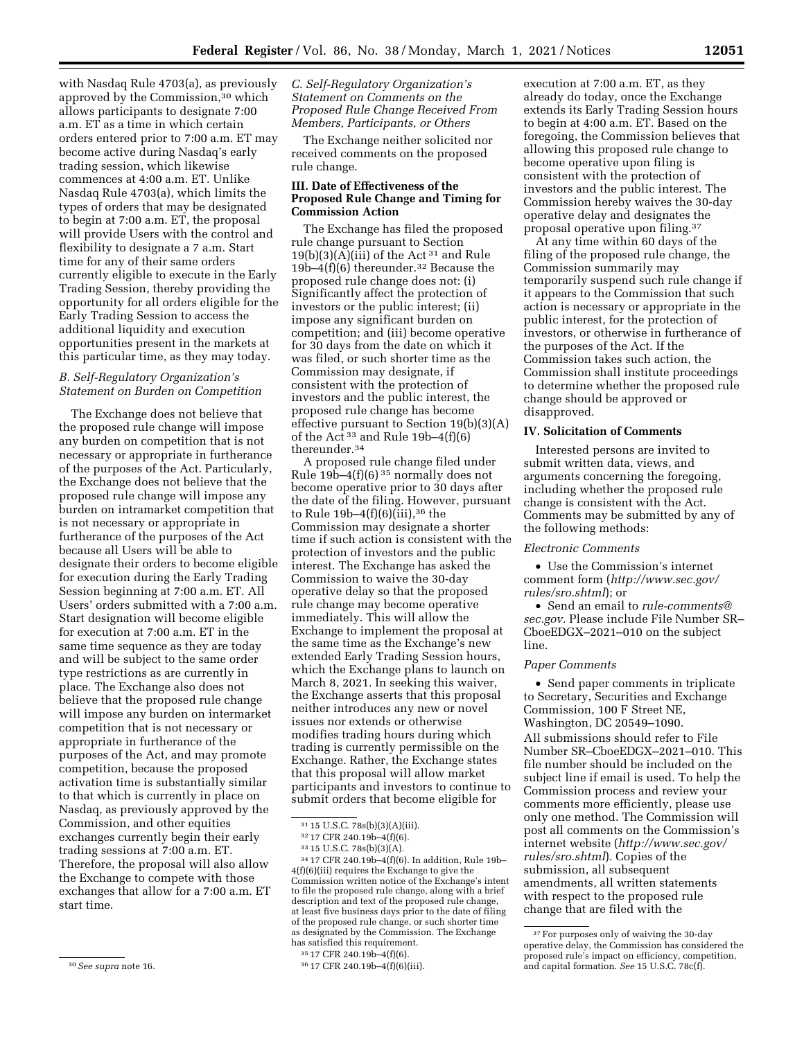with Nasdaq Rule 4703(a), as previously approved by the Commission,[30] which allows participants to designate 7:00 a.m. ET as a time in which certain orders entered prior to 7:00 a.m. ET may become active during Nasdaq's early trading session, which likewise commences at 4:00 a.m. ET. Unlike Nasdaq Rule 4703(a), which limits the types of orders that may be designated to begin at 7:00 a.m. ET, the proposal will provide Users with the control and flexibility to designate a 7 a.m. Start time for any of their same orders currently eligible to execute in the Early Trading Session, thereby providing the opportunity for all orders eligible for the Early Trading Session to access the additional liquidity and execution opportunities present in the markets at this particular time, as they may today.

### *B. Self-Regulatory Organization's Statement on Burden on Competition*

The Exchange does not believe that the proposed rule change will impose any burden on competition that is not necessary or appropriate in furtherance of the purposes of the Act. Particularly, the Exchange does not believe that the proposed rule change will impose any burden on intramarket competition that is not necessary or appropriate in furtherance of the purposes of the Act because all Users will be able to designate their orders to become eligible for execution during the Early Trading Session beginning at 7:00 a.m. ET. All Users' orders submitted with a 7:00 a.m. Start designation will become eligible for execution at 7:00 a.m. ET in the same time sequence as they are today and will be subject to the same order type restrictions as are currently in place. The Exchange also does not believe that the proposed rule change will impose any burden on intermarket competition that is not necessary or appropriate in furtherance of the purposes of the Act, and may promote competition, because the proposed activation time is substantially similar to that which is currently in place on Nasdaq, as previously approved by the Commission, and other equities exchanges currently begin their early trading sessions at 7:00 a.m. ET. Therefore, the proposal will also allow the Exchange to compete with those exchanges that allow for a 7:00 a.m. ET start time.

### *C. Self-Regulatory Organization's Statement on Comments on the Proposed Rule Change Received From Members, Participants, or Others*

The Exchange neither solicited nor received comments on the proposed rule change.

## III. Date of Effectiveness of the Proposed Rule Change and Timing for Commission Action

The Exchange has filed the proposed rule change pursuant to Section 19(b)(3)(A)(iii) of the Act[31] and Rule 19b–4(f)(6) thereunder.[32] Because the proposed rule change does not: (i) Significantly affect the protection of investors or the public interest; (ii) impose any significant burden on competition; and (iii) become operative for 30 days from the date on which it was filed, or such shorter time as the Commission may designate, if consistent with the protection of investors and the public interest, the proposed rule change has become effective pursuant to Section 19(b)(3)(A) of the Act[33] and Rule 19b–4(f)(6) thereunder.[34]

A proposed rule change filed under Rule 19b–4(f)(6)[35] normally does not become operative prior to 30 days after the date of the filing. However, pursuant to Rule 19b–4(f)(6)(iii),[36] the Commission may designate a shorter time if such action is consistent with the protection of investors and the public interest. The Exchange has asked the Commission to waive the 30-day operative delay so that the proposed rule change may become operative immediately. This will allow the Exchange to implement the proposal at the same time as the Exchange's new extended Early Trading Session hours, which the Exchange plans to launch on March 8, 2021. In seeking this waiver, the Exchange asserts that this proposal neither introduces any new or novel issues nor extends or otherwise modifies trading hours during which trading is currently permissible on the Exchange. Rather, the Exchange states that this proposal will allow market participants and investors to continue to submit orders that become eligible for execution at 7:00 a.m. ET, as they already do today, once the Exchange extends its Early Trading Session hours to begin at 4:00 a.m. ET. Based on the foregoing, the Commission believes that allowing this proposed rule change to become operative upon filing is consistent with the protection of investors and the public interest. The Commission hereby waives the 30-day operative delay and designates the proposal operative upon filing.[37]

At any time within 60 days of the filing of the proposed rule change, the Commission summarily may temporarily suspend such rule change if it appears to the Commission that such action is necessary or appropriate in the public interest, for the protection of investors, or otherwise in furtherance of the purposes of the Act. If the Commission takes such action, the Commission shall institute proceedings to determine whether the proposed rule change should be approved or disapproved.

## IV. Solicitation of Comments

Interested persons are invited to submit written data, views, and arguments concerning the foregoing, including whether the proposed rule change is consistent with the Act. Comments may be submitted by any of the following methods:

*Electronic Comments*

- Use the Commission's internet comment form (*http://www.sec.gov/rules/sro.shtml*); or
- Send an email to *rule-comments@sec.gov.* Please include File Number SR–CboeEDGX–2021–010 on the subject line.

*Paper Comments*

- Send paper comments in triplicate to Secretary, Securities and Exchange Commission, 100 F Street NE, Washington, DC 20549–1090.

All submissions should refer to File Number SR–CboeEDGX–2021–010. This file number should be included on the subject line if email is used. To help the Commission process and review your comments more efficiently, please use only one method. The Commission will post all comments on the Commission's internet website (*http://www.sec.gov/rules/sro.shtml*). Copies of the submission, all subsequent amendments, all written statements with respect to the proposed rule change that are filed with the

---

[30] *See supra* note 16.

[31] 15 U.S.C. 78s(b)(3)(A)(iii).

[32] 17 CFR 240.19b–4(f)(6).

[33] 15 U.S.C. 78s(b)(3)(A).

[34] 17 CFR 240.19b–4(f)(6). In addition, Rule 19b–4(f)(6)(iii) requires the Exchange to give the Commission written notice of the Exchange's intent to file the proposed rule change, along with a brief description and text of the proposed rule change, at least five business days prior to the date of filing of the proposed rule change, or such shorter time as designated by the Commission. The Exchange has satisfied this requirement.

[35] 17 CFR 240.19b–4(f)(6).

[36] 17 CFR 240.19b–4(f)(6)(iii).

[37] For purposes only of waiving the 30-day operative delay, the Commission has considered the proposed rule's impact on efficiency, competition, and capital formation. *See* 15 U.S.C. 78c(f).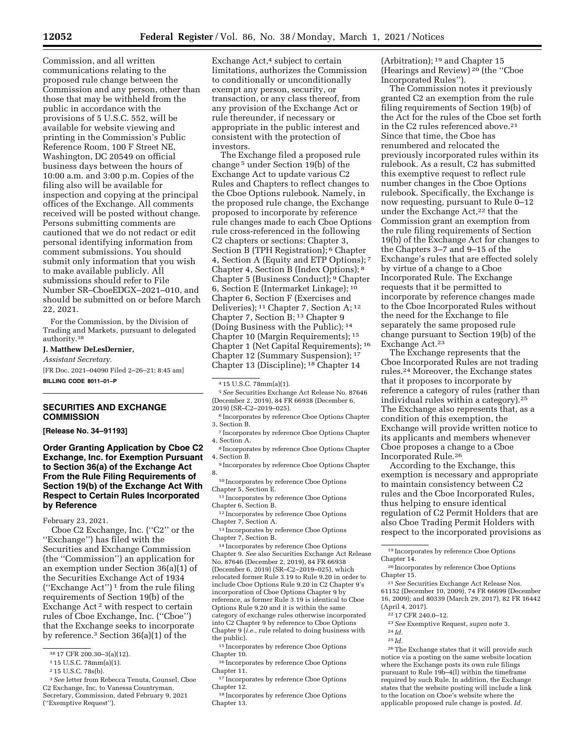Commission, and all written communications relating to the proposed rule change between the Commission and any person, other than those that may be withheld from the public in accordance with the provisions of 5 U.S.C. 552, will be available for website viewing and printing in the Commission's Public Reference Room, 100 F Street NE, Washington, DC 20549 on official business days between the hours of 10:00 a.m. and 3:00 p.m. Copies of the filing also will be available for inspection and copying at the principal offices of the Exchange. All comments received will be posted without change. Persons submitting comments are cautioned that we do not redact or edit personal identifying information from comment submissions. You should submit only information that you wish to make available publicly. All submissions should refer to File Number SR–CboeEDGX–2021–010, and should be submitted on or before March 22, 2021.

For the Commission, by the Division of Trading and Markets, pursuant to delegated authority.[38]

**J. Matthew DeLesDernier,**

*Assistant Secretary.*

[FR Doc. 2021–04090 Filed 2–26–21; 8:45 am]

**BILLING CODE 8011–01–P**

---

[38] 17 CFR 200.30–3(a)(12).

## SECURITIES AND EXCHANGE COMMISSION

**[Release No. 34–91193]**

### Order Granting Application by Cboe C2 Exchange, Inc. for Exemption Pursuant to Section 36(a) of the Exchange Act From the Rule Filing Requirements of Section 19(b) of the Exchange Act With Respect to Certain Rules Incorporated by Reference

February 23, 2021.

Cboe C2 Exchange, Inc. (''C2'' or the ''Exchange'') has filed with the Securities and Exchange Commission (the ''Commission'') an application for an exemption under Section 36(a)(1) of the Securities Exchange Act of 1934 (''Exchange Act'')[1] from the rule filing requirements of Section 19(b) of the Exchange Act[2] with respect to certain rules of Cboe Exchange, Inc. (''Cboe'') that the Exchange seeks to incorporate by reference.[3] Section 36(a)(1) of the Exchange Act,[4] subject to certain limitations, authorizes the Commission to conditionally or unconditionally exempt any person, security, or transaction, or any class thereof, from any provision of the Exchange Act or rule thereunder, if necessary or appropriate in the public interest and consistent with the protection of investors.

The Exchange filed a proposed rule change[5] under Section 19(b) of the Exchange Act to update various C2 Rules and Chapters to reflect changes to the Cboe Options rulebook. Namely, in the proposed rule change, the Exchange proposed to incorporate by reference rule changes made to each Cboe Options rule cross-referenced in the following C2 chapters or sections: Chapter 3, Section B (TPH Registration);[6] Chapter 4, Section A (Equity and ETP Options);[7] Chapter 4, Section B (Index Options);[8] Chapter 5 (Business Conduct);[9] Chapter 6, Section E (Intermarket Linkage);[10] Chapter 6, Section F (Exercises and Deliveries);[11] Chapter 7, Section A;[12] Chapter 7, Section B;[13] Chapter 9 (Doing Business with the Public);[14] Chapter 10 (Margin Requirements);[15] Chapter 1 (Net Capital Requirements);[16] Chapter 12 (Summary Suspension);[17] Chapter 13 (Discipline);[18] Chapter 14 (Arbitration);[19] and Chapter 15 (Hearings and Review)[20] (the ''Cboe Incorporated Rules'').

The Commission notes it previously granted C2 an exemption from the rule filing requirements of Section 19(b) of the Act for the rules of the Cboe set forth in the C2 rules referenced above.[21] Since that time, the Cboe has renumbered and relocated the previously incorporated rules within its rulebook. As a result, C2 has submitted this exemptive request to reflect rule number changes in the Cboe Options rulebook. Specifically, the Exchange is now requesting, pursuant to Rule 0–12 under the Exchange Act,[22] that the Commission grant an exemption from the rule filing requirements of Section 19(b) of the Exchange Act for changes to the Chapters 3–7 and 9–15 of the Exchange's rules that are effected solely by virtue of a change to a Cboe Incorporated Rule. The Exchange requests that it be permitted to incorporate by reference changes made to the Cboe Incorporated Rules without the need for the Exchange to file separately the same proposed rule change pursuant to Section 19(b) of the Exchange Act.[23]

The Exchange represents that the Cboe Incorporated Rules are not trading rules.[24] Moreover, the Exchange states that it proposes to incorporate by reference a category of rules (rather than individual rules within a category).[25] The Exchange also represents that, as a condition of this exemption, the Exchange will provide written notice to its applicants and members whenever Cboe proposes a change to a Cboe Incorporated Rule.[26]

According to the Exchange, this exemption is necessary and appropriate to maintain consistency between C2 rules and the Cboe Incorporated Rules, thus helping to ensure identical regulation of C2 Permit Holders that are also Cboe Trading Permit Holders with respect to the incorporated provisions as

---

[1] 15 U.S.C. 78mm(a)(1).

[2] 15 U.S.C. 78s(b).

[3] *See* letter from Rebecca Tenuta, Counsel, Cboe C2 Exchange, Inc. to Vanessa Countryman, Secretary, Commission, dated February 9, 2021 (''Exemptive Request'').

[4] 15 U.S.C. 78mm(a)(1).

[5] *See* Securities Exchange Act Release No. 87646 (December 2, 2019), 84 FR 66938 (December 6, 2019) (SR–C2–2019–025).

[6] Incorporates by reference Cboe Options Chapter 3, Section B.

[7] Incorporates by reference Cboe Options Chapter 4, Section A.

[8] Incorporates by reference Cboe Options Chapter 4, Section B.

[9] Incorporates by reference Cboe Options Chapter 8.

[10] Incorporates by reference Cboe Options Chapter 5, Section E.

[11] Incorporates by reference Cboe Options Chapter 6, Section B.

[12] Incorporates by reference Cboe Options Chapter 7, Section A.

[13] Incorporates by reference Cboe Options Chapter 7, Section B.

[14] Incorporates by reference Cboe Options Chapter 9. *See* also Securities Exchange Act Release No. 87646 (December 2, 2019), 84 FR 66938 (December 6, 2019) (SR–C2–2019–025), which relocated former Rule 3.19 to Rule 9.20 in order to include Cboe Options Rule 9.20 in C2 Chapter 9's incorporation of Cboe Options Chapter 9 by reference, as former Rule 3.19 is identical to Cboe Options Rule 9.20 and it is within the same category of exchange rules otherwise incorporated into C2 Chapter 9 by reference to Cboe Options Chapter 9 (*i.e.,* rule related to doing business with the public).

[15] Incorporates by reference Cboe Options Chapter 10.

[16] Incorporates by reference Cboe Options Chapter 11.

[17] Incorporates by reference Cboe Options Chapter 12.

[18] Incorporates by reference Cboe Options Chapter 13.

[19] Incorporates by reference Cboe Options Chapter 14.

[20] Incorporates by reference Cboe Options Chapter 15.

[21] *See* Securities Exchange Act Release Nos. 61152 (December 10, 2009), 74 FR 66699 (December 16, 2009); and 80339 (March 29, 2017), 82 FR 16442 (April 4, 2017).

[22] 17 CFR 240.0–12.

[23] *See* Exemptive Request, *supra* note 3.

[24] *Id.*

[25] *Id.*

[26] The Exchange states that it will provide such notice via a posting on the same website location where the Exchange posts its own rule filings pursuant to Rule 19b–4(l) within the timeframe required by such Rule. In addition, the Exchange states that the website posting will include a link to the location on Cboe's website where the applicable proposed rule change is posted. *Id.*